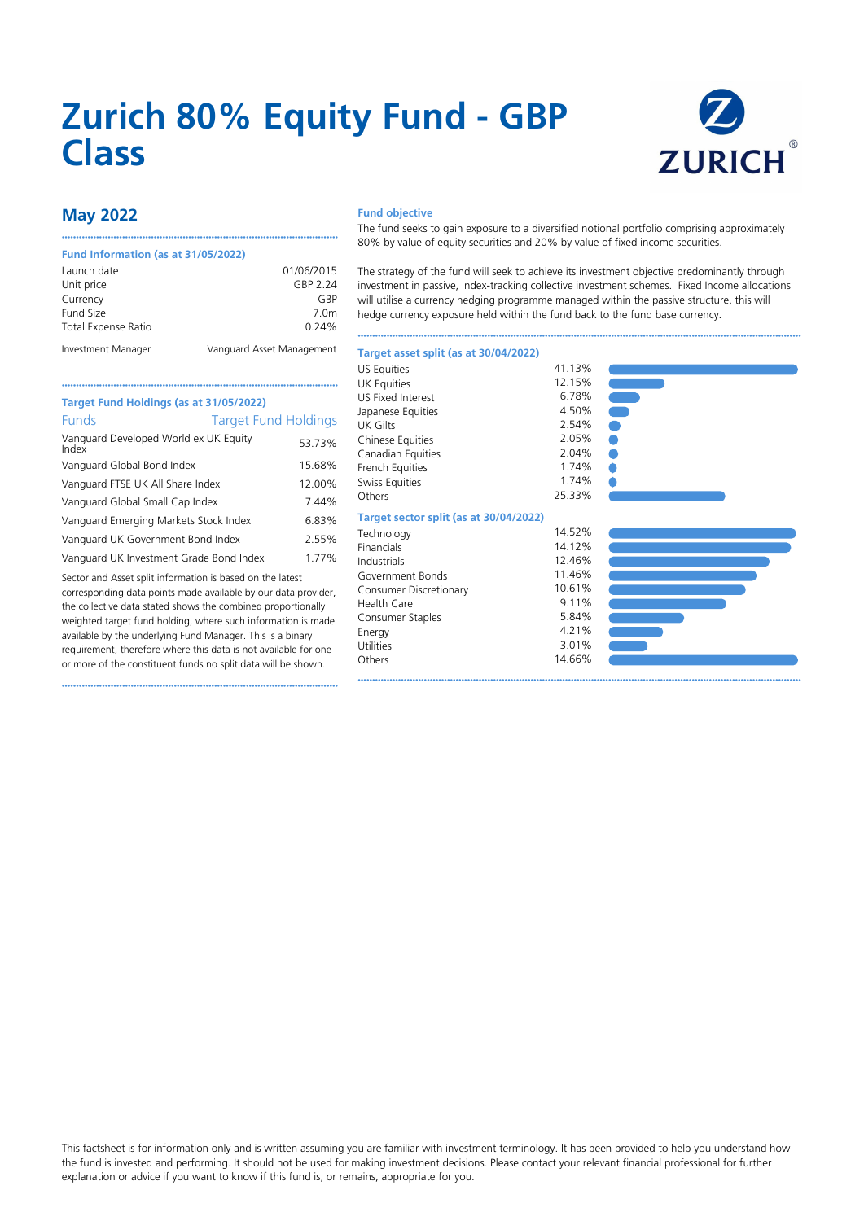# Zurich 80% Equity Fund - GBP Class

## May 2022

### Fund Information (as at 31/05/2022)

| | |
|---|---|
| Launch date | 01/06/2015 |
| Unit price | GBP 2.24 |
| Currency | GBP |
| Fund Size | 7.0m |
| Total Expense Ratio | 0.24% |
| Investment Manager | Vanguard Asset Management |

### Target Fund Holdings (as at 31/05/2022)

| Funds | Target Fund Holdings |
|---|---|
| Vanguard Developed World ex UK Equity Index | 53.73% |
| Vanguard Global Bond Index | 15.68% |
| Vanguard FTSE UK All Share Index | 12.00% |
| Vanguard Global Small Cap Index | 7.44% |
| Vanguard Emerging Markets Stock Index | 6.83% |
| Vanguard UK Government Bond Index | 2.55% |
| Vanguard UK Investment Grade Bond Index | 1.77% |

Sector and Asset split information is based on the latest corresponding data points made available by our data provider, the collective data stated shows the combined proportionally weighted target fund holding, where such information is made available by the underlying Fund Manager. This is a binary requirement, therefore where this data is not available for one or more of the constituent funds no split data will be shown.

### Fund objective

The fund seeks to gain exposure to a diversified notional portfolio comprising approximately 80% by value of equity securities and 20% by value of fixed income securities.

The strategy of the fund will seek to achieve its investment objective predominantly through investment in passive, index-tracking collective investment schemes. Fixed Income allocations will utilise a currency hedging programme managed within the passive structure, this will hedge currency exposure held within the fund back to the fund base currency.

### Target asset split (as at 30/04/2022)

| | |
|---|---|
| US Equities | 41.13% |
| UK Equities | 12.15% |
| US Fixed Interest | 6.78% |
| Japanese Equities | 4.50% |
| UK Gilts | 2.54% |
| Chinese Equities | 2.05% |
| Canadian Equities | 2.04% |
| French Equities | 1.74% |
| Swiss Equities | 1.74% |
| Others | 25.33% |

### Target sector split (as at 30/04/2022)

| | |
|---|---|
| Technology | 14.52% |
| Financials | 14.12% |
| Industrials | 12.46% |
| Government Bonds | 11.46% |
| Consumer Discretionary | 10.61% |
| Health Care | 9.11% |
| Consumer Staples | 5.84% |
| Energy | 4.21% |
| Utilities | 3.01% |
| Others | 14.66% |

This factsheet is for information only and is written assuming you are familiar with investment terminology. It has been provided to help you understand how the fund is invested and performing. It should not be used for making investment decisions. Please contact your relevant financial professional for further explanation or advice if you want to know if this fund is, or remains, appropriate for you.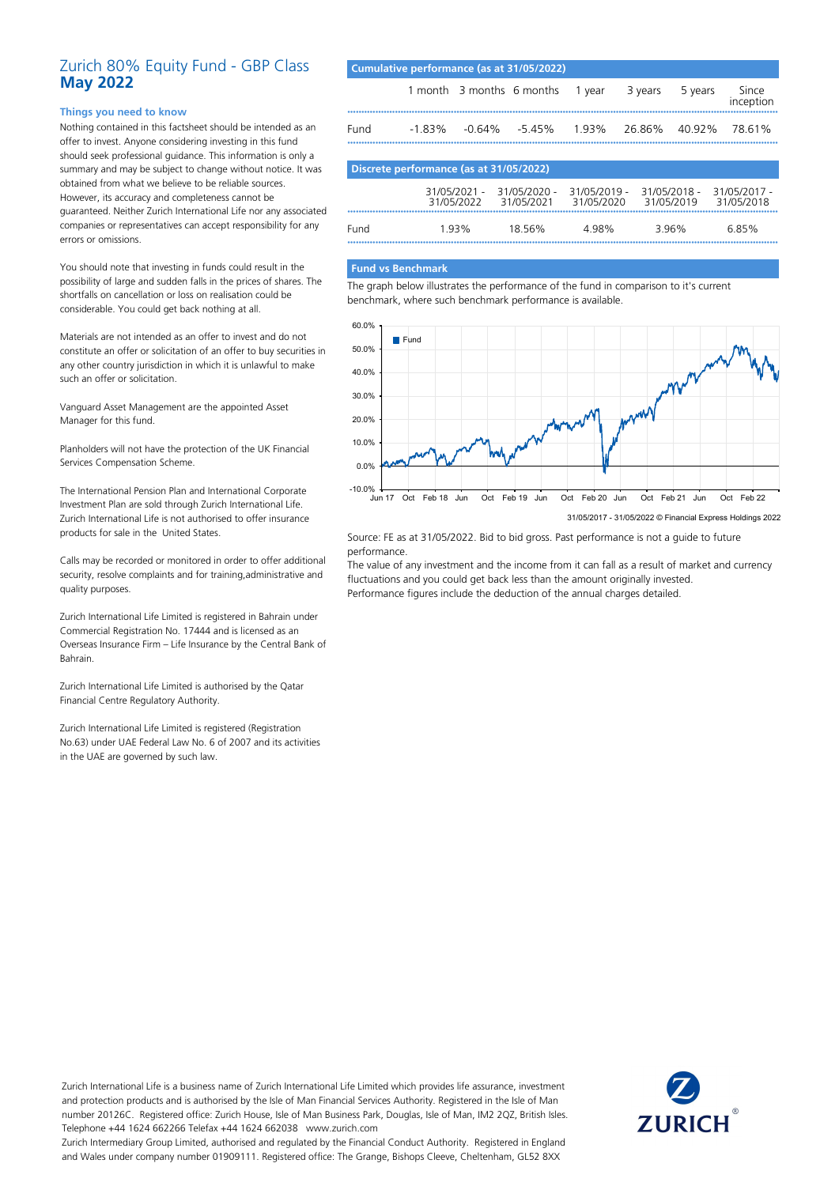# Zurich 80% Equity Fund - GBP Class
**May 2022**

### Things you need to know

Nothing contained in this factsheet should be intended as an offer to invest. Anyone considering investing in this fund should seek professional guidance. This information is only a summary and may be subject to change without notice. It was obtained from what we believe to be reliable sources. However, its accuracy and completeness cannot be guaranteed. Neither Zurich International Life nor any associated companies or representatives can accept responsibility for any errors or omissions.

You should note that investing in funds could result in the possibility of large and sudden falls in the prices of shares. The shortfalls on cancellation or loss on realisation could be considerable. You could get back nothing at all.

Materials are not intended as an offer to invest and do not constitute an offer or solicitation of an offer to buy securities in any other country jurisdiction in which it is unlawful to make such an offer or solicitation.

Vanguard Asset Management are the appointed Asset Manager for this fund.

Planholders will not have the protection of the UK Financial Services Compensation Scheme.

The International Pension Plan and International Corporate Investment Plan are sold through Zurich International Life. Zurich International Life is not authorised to offer insurance products for sale in the United States.

Calls may be recorded or monitored in order to offer additional security, resolve complaints and for training,administrative and quality purposes.

Zurich International Life Limited is registered in Bahrain under Commercial Registration No. 17444 and is licensed as an Overseas Insurance Firm – Life Insurance by the Central Bank of Bahrain.

Zurich International Life Limited is authorised by the Qatar Financial Centre Regulatory Authority.

Zurich International Life Limited is registered (Registration No.63) under UAE Federal Law No. 6 of 2007 and its activities in the UAE are governed by such law.

### Cumulative performance (as at 31/05/2022)

| | 1 month | 3 months | 6 months | 1 year | 3 years | 5 years | Since inception |
|---|---|---|---|---|---|---|---|
| Fund | -1.83% | -0.64% | -5.45% | 1.93% | 26.86% | 40.92% | 78.61% |

### Discrete performance (as at 31/05/2022)

| | 31/05/2021 - 31/05/2022 | 31/05/2020 - 31/05/2021 | 31/05/2019 - 31/05/2020 | 31/05/2018 - 31/05/2019 | 31/05/2017 - 31/05/2018 |
|---|---|---|---|---|---|
| Fund | 1.93% | 18.56% | 4.98% | 3.96% | 6.85% |

### Fund vs Benchmark

The graph below illustrates the performance of the fund in comparison to it's current benchmark, where such benchmark performance is available.

60.0%
50.0%
40.0%
30.0%
20.0%
10.0%
0.0%
-10.0%
Fund
Jun 17 Oct Feb 18 Jun Oct Feb 19 Jun Oct Feb 20 Jun Oct Feb 21 Jun Oct Feb 22

31/05/2017 - 31/05/2022 © Financial Express Holdings 2022

Source: FE as at 31/05/2022. Bid to bid gross. Past performance is not a guide to future performance.
The value of any investment and the income from it can fall as a result of market and currency fluctuations and you could get back less than the amount originally invested.
Performance figures include the deduction of the annual charges detailed.

Zurich International Life is a business name of Zurich International Life Limited which provides life assurance, investment and protection products and is authorised by the Isle of Man Financial Services Authority. Registered in the Isle of Man number 20126C. Registered office: Zurich House, Isle of Man Business Park, Douglas, Isle of Man, IM2 2QZ, British Isles. Telephone +44 1624 662266 Telefax +44 1624 662038 www.zurich.com
Zurich Intermediary Group Limited, authorised and regulated by the Financial Conduct Authority. Registered in England and Wales under company number 01909111. Registered office: The Grange, Bishops Cleeve, Cheltenham, GL52 8XX

ZURICH®